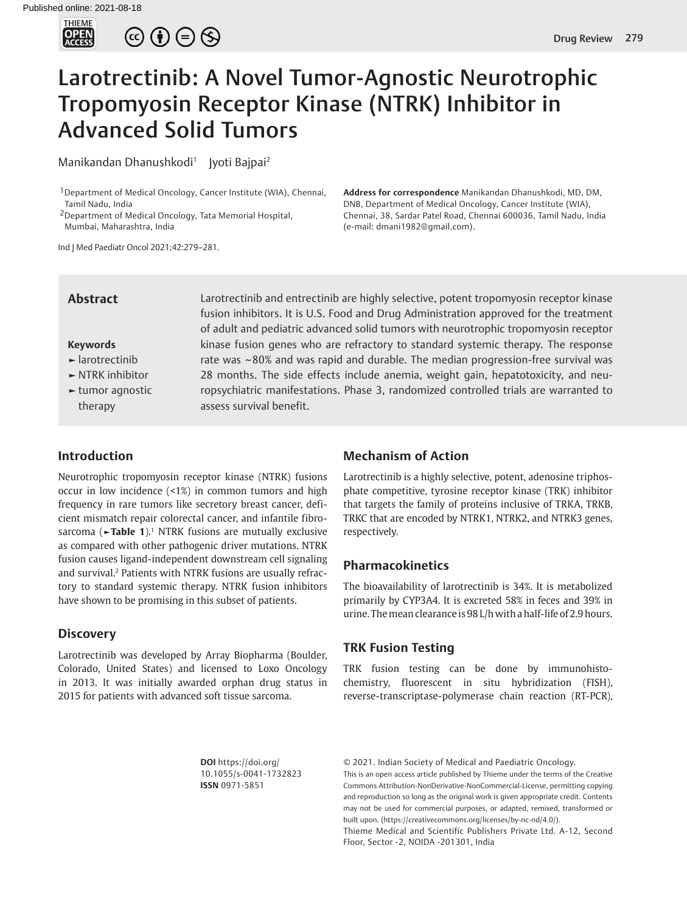# Larotrectinib: A Novel Tumor-Agnostic Neurotrophic Tropomyosin Receptor Kinase (NTRK) Inhibitor in Advanced Solid Tumors

Manikandan Dhanushkodi[1] Jyoti Bajpai[2]

[1]Department of Medical Oncology, Cancer Institute (WIA), Chennai, Tamil Nadu, India

[2]Department of Medical Oncology, Tata Memorial Hospital, Mumbai, Maharashtra, India

**Address for correspondence** Manikandan Dhanushkodi, MD, DM, DNB, Department of Medical Oncology, Cancer Institute (WIA), Chennai, 38, Sardar Patel Road, Chennai 600036, Tamil Nadu, India (e-mail: dmani1982@gmail.com).

## Abstract

Larotrectinib and entrectinib are highly selective, potent tropomyosin receptor kinase fusion inhibitors. It is U.S. Food and Drug Administration approved for the treatment of adult and pediatric advanced solid tumors with neurotrophic tropomyosin receptor kinase fusion genes who are refractory to standard systemic therapy. The response rate was ~80% and was rapid and durable. The median progression-free survival was 28 months. The side effects include anemia, weight gain, hepatotoxicity, and neuropsychiatric manifestations. Phase 3, randomized controlled trials are warranted to assess survival benefit.

**Keywords**

- larotrectinib
- NTRK inhibitor
- tumor agnostic therapy

## Introduction

Neurotrophic tropomyosin receptor kinase (NTRK) fusions occur in low incidence (<1%) in common tumors and high frequency in rare tumors like secretory breast cancer, deficient mismatch repair colorectal cancer, and infantile fibrosarcoma (**Table 1**).[1] NTRK fusions are mutually exclusive as compared with other pathogenic driver mutations. NTRK fusion causes ligand-independent downstream cell signaling and survival.[2] Patients with NTRK fusions are usually refractory to standard systemic therapy. NTRK fusion inhibitors have shown to be promising in this subset of patients.

## Discovery

Larotrectinib was developed by Array Biopharma (Boulder, Colorado, United States) and licensed to Loxo Oncology in 2013. It was initially awarded orphan drug status in 2015 for patients with advanced soft tissue sarcoma.

## Mechanism of Action

Larotrectinib is a highly selective, potent, adenosine triphosphate competitive, tyrosine receptor kinase (TRK) inhibitor that targets the family of proteins inclusive of TRKA, TRKB, TRKC that are encoded by NTRK1, NTRK2, and NTRK3 genes, respectively.

## Pharmacokinetics

The bioavailability of larotrectinib is 34%. It is metabolized primarily by CYP3A4. It is excreted 58% in feces and 39% in urine. The mean clearance is 98 L/h with a half-life of 2.9 hours.

## TRK Fusion Testing

TRK fusion testing can be done by immunohistochemistry, fluorescent in situ hybridization (FISH), reverse-transcriptase-polymerase chain reaction (RT-PCR),

**DOI** https://doi.org/10.1055/s-0041-1732823
**ISSN** 0971-5851

© 2021. Indian Society of Medical and Paediatric Oncology.
This is an open access article published by Thieme under the terms of the Creative Commons Attribution-NonDerivative-NonCommercial-License, permitting copying and reproduction so long as the original work is given appropriate credit. Contents may not be used for commercial purposes, or adapted, remixed, transformed or built upon. (https://creativecommons.org/licenses/by-nc-nd/4.0/).
Thieme Medical and Scientific Publishers Private Ltd. A-12, Second Floor, Sector -2, NOIDA -201301, India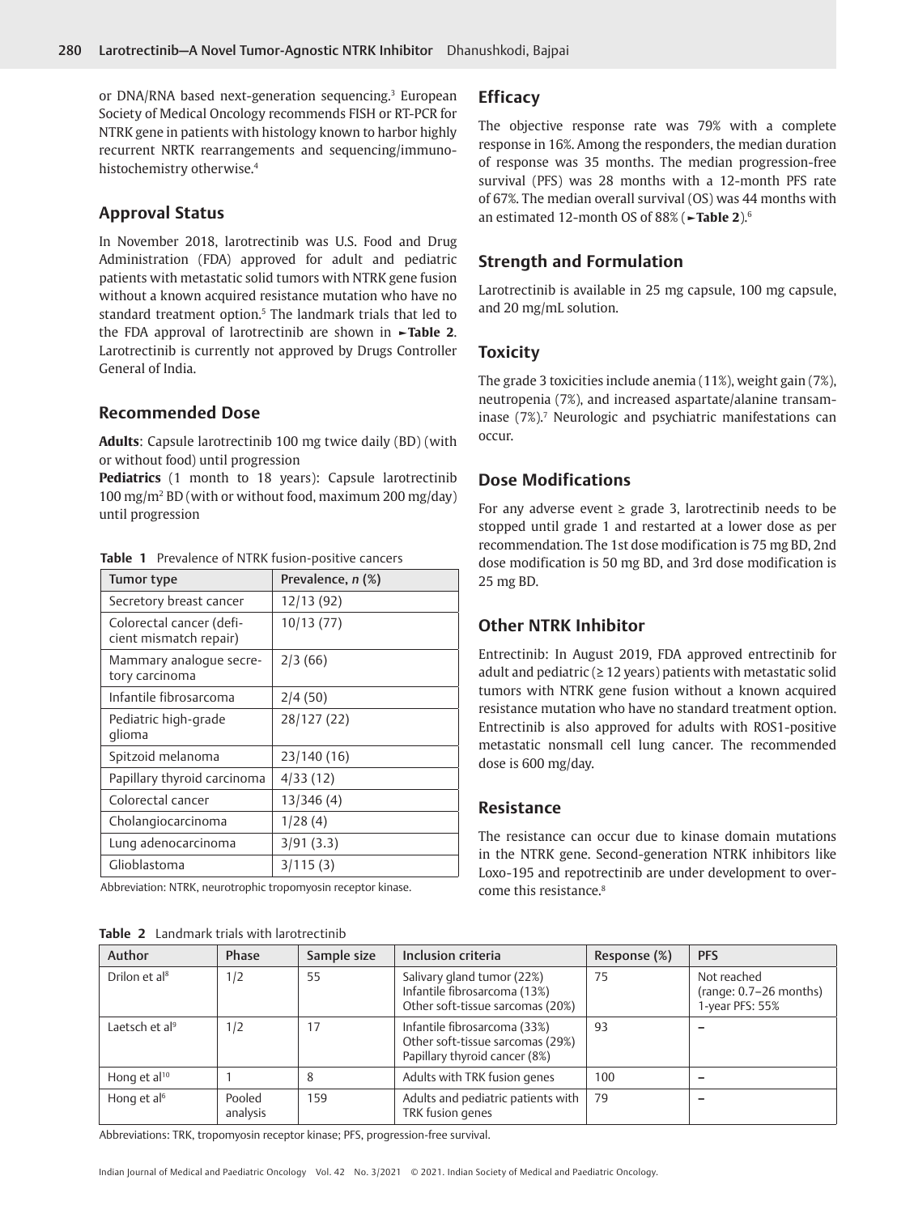or DNA/RNA based next-generation sequencing.[3] European Society of Medical Oncology recommends FISH or RT-PCR for NTRK gene in patients with histology known to harbor highly recurrent NRTK rearrangements and sequencing/immunohistochemistry otherwise.[4]

## Approval Status

In November 2018, larotrectinib was U.S. Food and Drug Administration (FDA) approved for adult and pediatric patients with metastatic solid tumors with NTRK gene fusion without a known acquired resistance mutation who have no standard treatment option.[5] The landmark trials that led to the FDA approval of larotrectinib are shown in ►**Table 2**. Larotrectinib is currently not approved by Drugs Controller General of India.

## Recommended Dose

**Adults**: Capsule larotrectinib 100 mg twice daily (BD) (with or without food) until progression

**Pediatrics** (1 month to 18 years): Capsule larotrectinib 100 mg/m$^2$ BD (with or without food, maximum 200 mg/day) until progression

**Table 1** Prevalence of NTRK fusion-positive cancers

| Tumor type | Prevalence, *n* (%) |
| --- | --- |
| Secretory breast cancer | 12/13 (92) |
| Colorectal cancer (deficient mismatch repair) | 10/13 (77) |
| Mammary analogue secretory carcinoma | 2/3 (66) |
| Infantile fibrosarcoma | 2/4 (50) |
| Pediatric high-grade glioma | 28/127 (22) |
| Spitzoid melanoma | 23/140 (16) |
| Papillary thyroid carcinoma | 4/33 (12) |
| Colorectal cancer | 13/346 (4) |
| Cholangiocarcinoma | 1/28 (4) |
| Lung adenocarcinoma | 3/91 (3.3) |
| Glioblastoma | 3/115 (3) |

Abbreviation: NTRK, neurotrophic tropomyosin receptor kinase.

## Efficacy

The objective response rate was 79% with a complete response in 16%. Among the responders, the median duration of response was 35 months. The median progression-free survival (PFS) was 28 months with a 12-month PFS rate of 67%. The median overall survival (OS) was 44 months with an estimated 12-month OS of 88% (►**Table 2**).[6]

## Strength and Formulation

Larotrectinib is available in 25 mg capsule, 100 mg capsule, and 20 mg/mL solution.

## Toxicity

The grade 3 toxicities include anemia (11%), weight gain (7%), neutropenia (7%), and increased aspartate/alanine transaminase (7%).[7] Neurologic and psychiatric manifestations can occur.

## Dose Modifications

For any adverse event ≥ grade 3, larotrectinib needs to be stopped until grade 1 and restarted at a lower dose as per recommendation. The 1st dose modification is 75 mg BD, 2nd dose modification is 50 mg BD, and 3rd dose modification is 25 mg BD.

## Other NTRK Inhibitor

Entrectinib: In August 2019, FDA approved entrectinib for adult and pediatric (≥ 12 years) patients with metastatic solid tumors with NTRK gene fusion without a known acquired resistance mutation who have no standard treatment option. Entrectinib is also approved for adults with ROS1-positive metastatic nonsmall cell lung cancer. The recommended dose is 600 mg/day.

## Resistance

The resistance can occur due to kinase domain mutations in the NTRK gene. Second-generation NTRK inhibitors like Loxo-195 and repotrectinib are under development to overcome this resistance.[8]

**Table 2** Landmark trials with larotrectinib

| Author | Phase | Sample size | Inclusion criteria | Response (%) | PFS |
| --- | --- | --- | --- | --- | --- |
| Drilon et al[8] | 1/2 | 55 | Salivary gland tumor (22%) Infantile fibrosarcoma (13%) Other soft-tissue sarcomas (20%) | 75 | Not reached (range: 0.7–26 months) 1-year PFS: 55% |
| Laetsch et al[9] | 1/2 | 17 | Infantile fibrosarcoma (33%) Other soft-tissue sarcomas (29%) Papillary thyroid cancer (8%) | 93 | – |
| Hong et al[10] | 1 | 8 | Adults with TRK fusion genes | 100 | – |
| Hong et al[6] | Pooled analysis | 159 | Adults and pediatric patients with TRK fusion genes | 79 | – |

Abbreviations: TRK, tropomyosin receptor kinase; PFS, progression-free survival.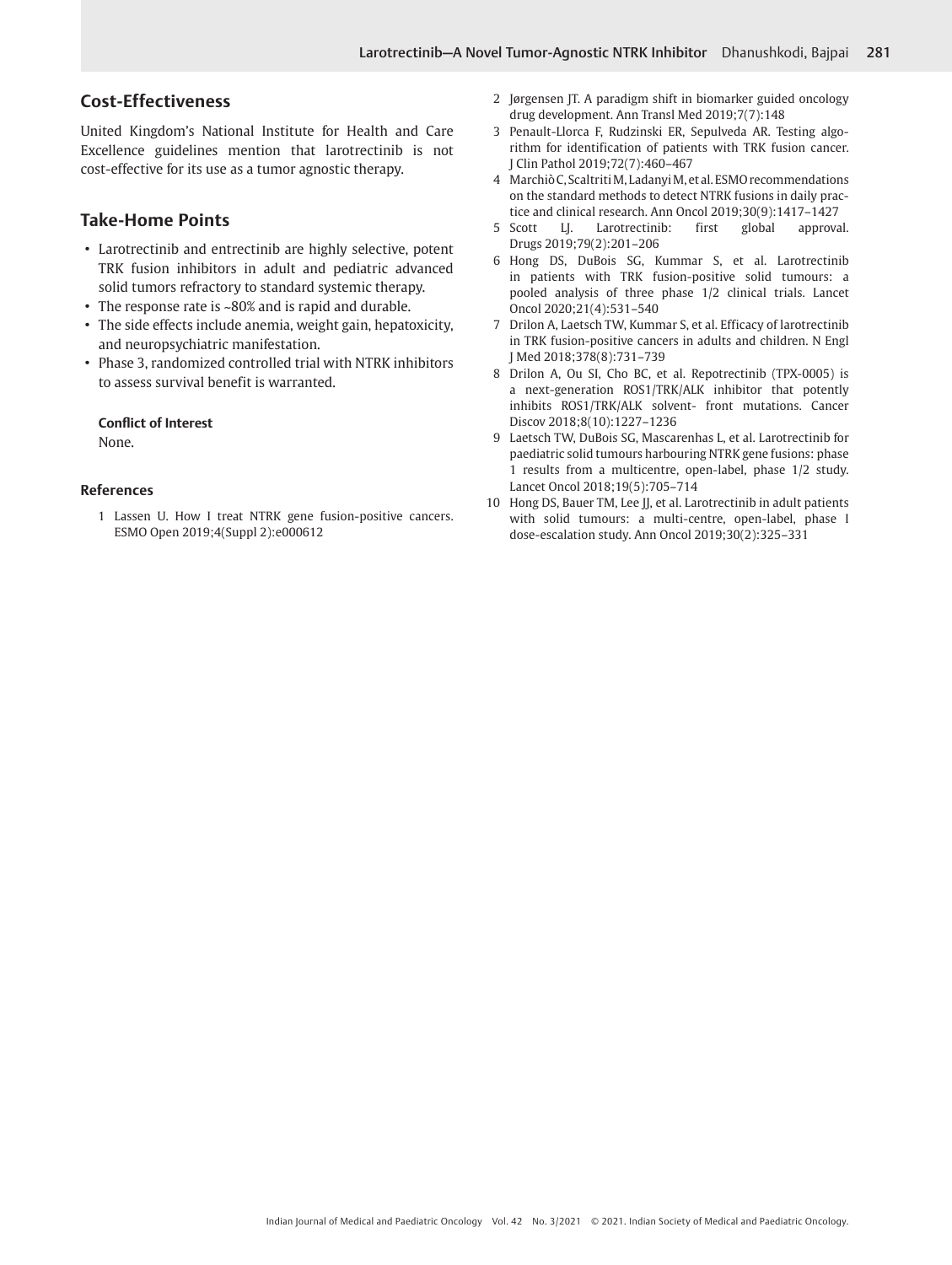## Cost-Effectiveness

United Kingdom's National Institute for Health and Care Excellence guidelines mention that larotrectinib is not cost-effective for its use as a tumor agnostic therapy.

## Take-Home Points

- Larotrectinib and entrectinib are highly selective, potent TRK fusion inhibitors in adult and pediatric advanced solid tumors refractory to standard systemic therapy.
- The response rate is ~80% and is rapid and durable.
- The side effects include anemia, weight gain, hepatoxicity, and neuropsychiatric manifestation.
- Phase 3, randomized controlled trial with NTRK inhibitors to assess survival benefit is warranted.

**Conflict of Interest**

None.

### References

1. Lassen U. How I treat NTRK gene fusion-positive cancers. ESMO Open 2019;4(Suppl 2):e000612
2. Jørgensen JT. A paradigm shift in biomarker guided oncology drug development. Ann Transl Med 2019;7(7):148
3. Penault-Llorca F, Rudzinski ER, Sepulveda AR. Testing algorithm for identification of patients with TRK fusion cancer. J Clin Pathol 2019;72(7):460–467
4. Marchiò C, Scaltriti M, Ladanyi M, et al. ESMO recommendations on the standard methods to detect NTRK fusions in daily practice and clinical research. Ann Oncol 2019;30(9):1417–1427
5. Scott LJ. Larotrectinib: first global approval. Drugs 2019;79(2):201–206
6. Hong DS, DuBois SG, Kummar S, et al. Larotrectinib in patients with TRK fusion-positive solid tumours: a pooled analysis of three phase 1/2 clinical trials. Lancet Oncol 2020;21(4):531–540
7. Drilon A, Laetsch TW, Kummar S, et al. Efficacy of larotrectinib in TRK fusion-positive cancers in adults and children. N Engl J Med 2018;378(8):731–739
8. Drilon A, Ou SI, Cho BC, et al. Repotrectinib (TPX-0005) is a next-generation ROS1/TRK/ALK inhibitor that potently inhibits ROS1/TRK/ALK solvent- front mutations. Cancer Discov 2018;8(10):1227–1236
9. Laetsch TW, DuBois SG, Mascarenhas L, et al. Larotrectinib for paediatric solid tumours harbouring NTRK gene fusions: phase 1 results from a multicentre, open-label, phase 1/2 study. Lancet Oncol 2018;19(5):705–714
10. Hong DS, Bauer TM, Lee JJ, et al. Larotrectinib in adult patients with solid tumours: a multi-centre, open-label, phase I dose-escalation study. Ann Oncol 2019;30(2):325–331